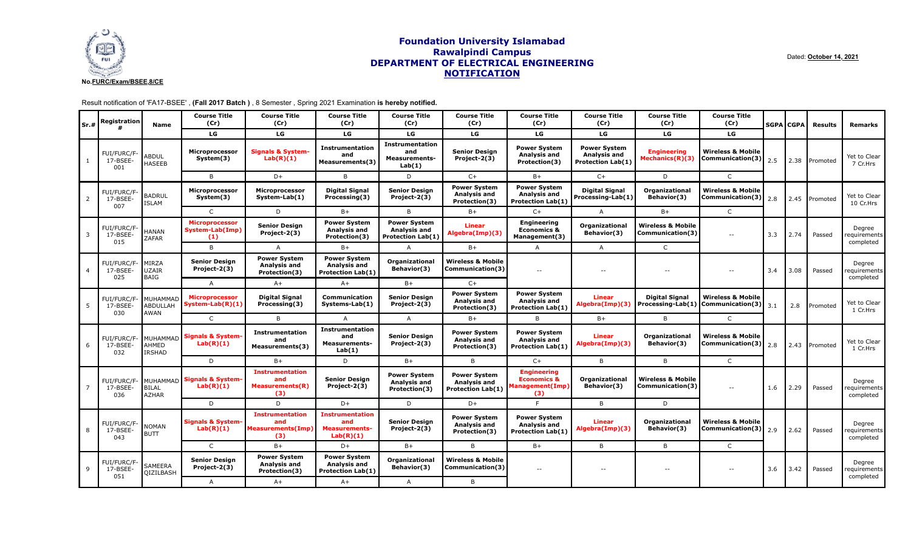No.FURC/Exam/BSEE,8/CE

# Foundation University Islamabad
## Rawalpindi Campus
## DEPARTMENT OF ELECTRICAL ENGINEERING
## NOTIFICATION

Dated: **October 14, 2021**

Result notification of 'FA17-BSEE' , **(Fall 2017 Batch )** , 8 Semester , Spring 2021 Examination **is hereby notified.**

| Sr.# | Registration # | Name | Course Title (Cr) / LG | Course Title (Cr) / LG | Course Title (Cr) / LG | Course Title (Cr) / LG | Course Title (Cr) / LG | Course Title (Cr) / LG | Course Title (Cr) / LG | Course Title (Cr) / LG | Course Title (Cr) / LG | SGPA | CGPA | Results | Remarks |
|---|---|---|---|---|---|---|---|---|---|---|---|---|---|---|---|
| 1 | FUI/FURC/F-17-BSEE-001 | ABDUL HASEEB | Microprocessor System(3) | Signals & System-Lab(R)(1) | Instrumentation and Measurements(3) | Instrumentation and Measurements-Lab(1) | Senior Design Project-2(3) | Power System Analysis and Protection(3) | Power System Analysis and Protection Lab(1) | Engineering Mechanics(R)(3) | Wireless & Mobile Communication(3) | 2.5 | 2.38 | Promoted | Yet to Clear 7 Cr.Hrs |
| | | | B | D+ | B | D | C+ | B+ | C+ | D | C | | | | |
| 2 | FUI/FURC/F-17-BSEE-007 | BADRUL ISLAM | Microprocessor System(3) | Microprocessor System-Lab(1) | Digital Signal Processing(3) | Senior Design Project-2(3) | Power System Analysis and Protection(3) | Power System Analysis and Protection Lab(1) | Digital Signal Processing-Lab(1) | Organizational Behavior(3) | Wireless & Mobile Communication(3) | 2.8 | 2.45 | Promoted | Yet to Clear 10 Cr.Hrs |
| | | | C | D | B+ | B | B+ | C+ | A | B+ | C | | | | |
| 3 | FUI/FURC/F-17-BSEE-015 | HANAN ZAFAR | Microprocessor System-Lab(Imp)(1) | Senior Design Project-2(3) | Power System Analysis and Protection(3) | Power System Analysis and Protection Lab(1) | Linear Algebra(Imp)(3) | Engineering Economics & Management(3) | Organizational Behavior(3) | Wireless & Mobile Communication(3) | -- | 3.3 | 2.74 | Passed | Degree requirements completed |
| | | | B | A | B+ | A | B+ | A | A | C | | | | | |
| 4 | FUI/FURC/F-17-BSEE-025 | MIRZA UZAIR BAIG | Senior Design Project-2(3) | Power System Analysis and Protection(3) | Power System Analysis and Protection Lab(1) | Organizational Behavior(3) | Wireless & Mobile Communication(3) | -- | -- | -- | -- | 3.4 | 3.08 | Passed | Degree requirements completed |
| | | | A | A+ | A+ | B+ | C+ | | | | | | | | |
| 5 | FUI/FURC/F-17-BSEE-030 | MUHAMMAD ABDULLAH AWAN | Microprocessor System-Lab(R)(1) | Digital Signal Processing(3) | Communication Systems-Lab(1) | Senior Design Project-2(3) | Power System Analysis and Protection(3) | Power System Analysis and Protection Lab(1) | Linear Algebra(Imp)(3) | Digital Signal Processing-Lab(1) | Wireless & Mobile Communication(3) | 3.1 | 2.8 | Promoted | Yet to Clear 1 Cr.Hrs |
| | | | C | B | A | A | B+ | B | B+ | B | C | | | | |
| 6 | FUI/FURC/F-17-BSEE-032 | MUHAMMAD AHMED IRSHAD | Signals & System-Lab(R)(1) | Instrumentation and Measurements(3) | Instrumentation and Measurements-Lab(1) | Senior Design Project-2(3) | Power System Analysis and Protection(3) | Power System Analysis and Protection Lab(1) | Linear Algebra(Imp)(3) | Organizational Behavior(3) | Wireless & Mobile Communication(3) | 2.8 | 2.43 | Promoted | Yet to Clear 1 Cr.Hrs |
| | | | D | B+ | D | B+ | B | C+ | B | B | C | | | | |
| 7 | FUI/FURC/F-17-BSEE-036 | MUHAMMAD BILAL AZHAR | Signals & System-Lab(R)(1) | Instrumentation and Measurements(R)(3) | Senior Design Project-2(3) | Power System Analysis and Protection(3) | Power System Analysis and Protection Lab(1) | Engineering Economics & Management(Imp)(3) | Organizational Behavior(3) | Wireless & Mobile Communication(3) | -- | 1.6 | 2.29 | Passed | Degree requirements completed |
| | | | D | D | D+ | D | D+ | F | B | D | | | | | |
| 8 | FUI/FURC/F-17-BSEE-043 | NOMAN BUTT | Signals & System-Lab(R)(1) | Instrumentation and Measurements(Imp)(3) | Instrumentation and Measurements-Lab(R)(1) | Senior Design Project-2(3) | Power System Analysis and Protection(3) | Power System Analysis and Protection Lab(1) | Linear Algebra(Imp)(3) | Organizational Behavior(3) | Wireless & Mobile Communication(3) | 2.9 | 2.62 | Passed | Degree requirements completed |
| | | | C | B+ | D+ | B+ | B | B+ | B | B | C | | | | |
| 9 | FUI/FURC/F-17-BSEE-051 | SAMEERA QIZILBASH | Senior Design Project-2(3) | Power System Analysis and Protection(3) | Power System Analysis and Protection Lab(1) | Organizational Behavior(3) | Wireless & Mobile Communication(3) | -- | -- | -- | -- | 3.6 | 3.42 | Passed | Degree requirements completed |
| | | | A | A+ | A+ | A | B | | | | | | | | |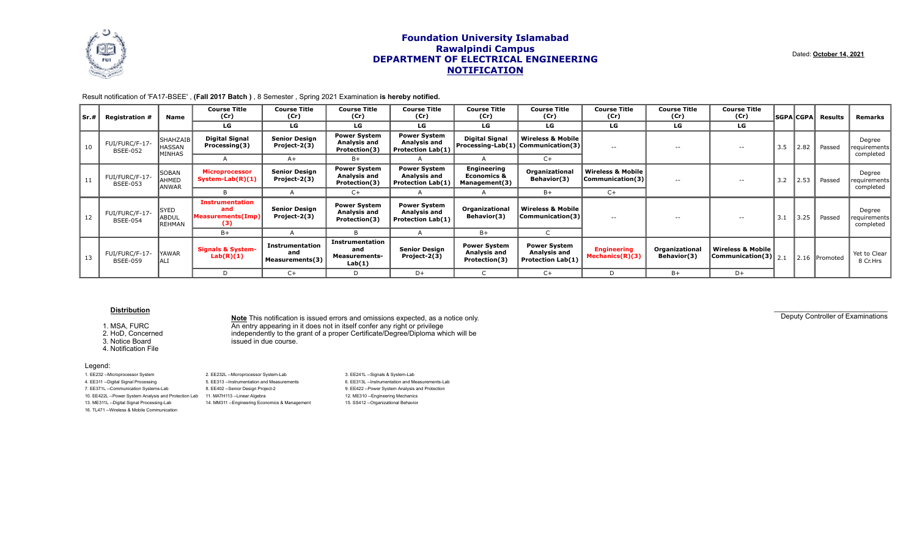# Foundation University Islamabad
## Rawalpindi Campus
## DEPARTMENT OF ELECTRICAL ENGINEERING
## NOTIFICATION

Dated: **October 14, 2021**

Result notification of 'FA17-BSEE' , **(Fall 2017 Batch )** , 8 Semester , Spring 2021 Examination **is hereby notified.**

| Sr.# | Registration # | Name | Course Title (Cr) | Course Title (Cr) | Course Title (Cr) | Course Title (Cr) | Course Title (Cr) | Course Title (Cr) | Course Title (Cr) | Course Title (Cr) | Course Title (Cr) | SGPA | CGPA | Results | Remarks |
|---|---|---|---|---|---|---|---|---|---|---|---|---|---|---|---|
| | | | LG | LG | LG | LG | LG | LG | LG | LG | LG | | | | |
| 10 | FUI/FURC/F-17-BSEE-052 | SHAHZAIB HASSAN MINHAS | Digital Signal Processing(3) | Senior Design Project-2(3) | Power System Analysis and Protection(3) | Power System Analysis and Protection Lab(1) | Digital Signal Processing-Lab(1) | Wireless & Mobile Communication(3) | -- | -- | -- | 3.5 | 2.82 | Passed | Degree requirements completed |
| | | | A | A+ | B+ | A | A | C+ | | | | | | | |
| 11 | FUI/FURC/F-17-BSEE-053 | SOBAN AHMED ANWAR | Microprocessor System-Lab(R)(1) | Senior Design Project-2(3) | Power System Analysis and Protection(3) | Power System Analysis and Protection Lab(1) | Engineering Economics & Management(3) | Organizational Behavior(3) | Wireless & Mobile Communication(3) | -- | -- | 3.2 | 2.53 | Passed | Degree requirements completed |
| | | | B | A | C+ | A | A | B+ | C+ | | | | | | |
| 12 | FUI/FURC/F-17-BSEE-054 | SYED ABDUL REHMAN | Instrumentation and Measurements(Imp)(3) | Senior Design Project-2(3) | Power System Analysis and Protection(3) | Power System Analysis and Protection Lab(1) | Organizational Behavior(3) | Wireless & Mobile Communication(3) | -- | -- | -- | 3.1 | 3.25 | Passed | Degree requirements completed |
| | | | B+ | A | B | A | B+ | C | | | | | | | |
| 13 | FUI/FURC/F-17-BSEE-059 | YAWAR ALI | Signals & System-Lab(R)(1) | Instrumentation and Measurements(3) | Instrumentation and Measurements-Lab(1) | Senior Design Project-2(3) | Power System Analysis and Protection(3) | Power System Analysis and Protection Lab(1) | Engineering Mechanics(R)(3) | Organizational Behavior(3) | Wireless & Mobile Communication(3) | 2.1 | 2.16 | Promoted | Yet to Clear 8 Cr.Hrs |
| | | | D | C+ | D | D+ | C | C+ | D | B+ | D+ | | | | |

**Distribution**

1. MSA, FURC
2. HoD, Concerned
3. Notice Board
4. Notification File

**Note** This notification is issued errors and omissions expected, as a notice only. An entry appearing in it does not in itself confer any right or privilege independently to the grant of a proper Certificate/Degree/Diploma which will be issued in due course.

Deputy Controller of Examinations

Legend:

1. EE232 --Microprocessor System
2. EE232L --Microprocessor System-Lab
3. EE241L --Signals & System-Lab
4. EE311 --Digital Signal Processing
5. EE313 --Instrumentation and Measurements
6. EE313L --Instrumentation and Measurements-Lab
7. EE371L --Communication Systems-Lab
8. EE402 --Senior Design Project-2
9. EE422 --Power System Analysis and Protection
10. EE422L --Power System Analysis and Protection Lab
11. MATH113 --Linear Algebra
12. ME310 --Engineering Mechanics
13. ME311L --Digital Signal Processing-Lab
14. MM311 --Engineering Economics & Management
15. SS412 --Organizational Behavior
16. TL471 --Wireless & Mobile Communication